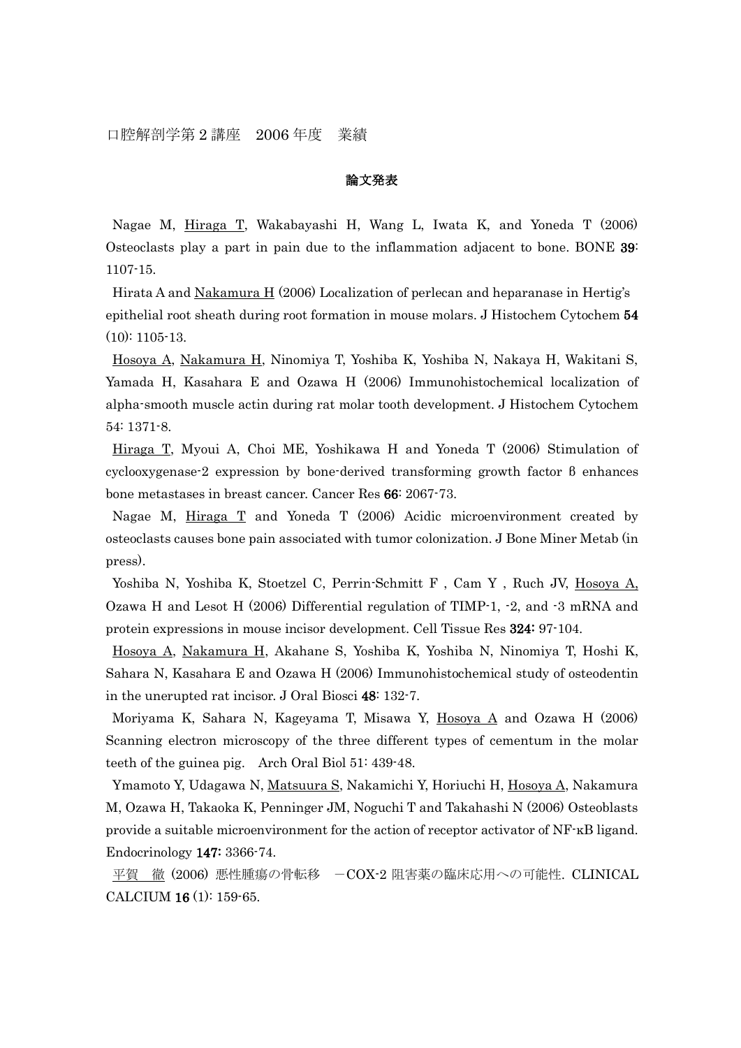口腔解剖学第 2 講座　2006 年度　業績

### 論文発表

Nagae M, Hiraga T, Wakabayashi H, Wang L, Iwata K, and Yoneda T (2006) Osteoclasts play a part in pain due to the inflammation adjacent to bone. BONE **39**: 1107-15.

Hirata A and Nakamura H (2006) Localization of perlecan and heparanase in Hertig's epithelial root sheath during root formation in mouse molars. J Histochem Cytochem **54** (10): 1105-13.

Hosoya A, Nakamura H, Ninomiya T, Yoshiba K, Yoshiba N, Nakaya H, Wakitani S, Yamada H, Kasahara E and Ozawa H (2006) Immunohistochemical localization of alpha-smooth muscle actin during rat molar tooth development. J Histochem Cytochem 54: 1371-8.

Hiraga T, Myoui A, Choi ME, Yoshikawa H and Yoneda T (2006) Stimulation of cyclooxygenase-2 expression by bone-derived transforming growth factor β enhances bone metastases in breast cancer. Cancer Res **66**: 2067-73.

Nagae M, Hiraga T and Yoneda T (2006) Acidic microenvironment created by osteoclasts causes bone pain associated with tumor colonization. J Bone Miner Metab (in press).

Yoshiba N, Yoshiba K, Stoetzel C, Perrin-Schmitt F , Cam Y , Ruch JV, Hosoya A, Ozawa H and Lesot H (2006) Differential regulation of TIMP-1, -2, and -3 mRNA and protein expressions in mouse incisor development. Cell Tissue Res **324:** 97-104.

Hosoya A, Nakamura H, Akahane S, Yoshiba K, Yoshiba N, Ninomiya T, Hoshi K, Sahara N, Kasahara E and Ozawa H (2006) Immunohistochemical study of osteodentin in the unerupted rat incisor. J Oral Biosci **48**: 132-7.

Moriyama K, Sahara N, Kageyama T, Misawa Y, Hosoya A and Ozawa H (2006) Scanning electron microscopy of the three different types of cementum in the molar teeth of the guinea pig.　Arch Oral Biol 51: 439-48.

Ymamoto Y, Udagawa N, Matsuura S, Nakamichi Y, Horiuchi H, Hosoya A, Nakamura M, Ozawa H, Takaoka K, Penninger JM, Noguchi T and Takahashi N (2006) Osteoblasts provide a suitable microenvironment for the action of receptor activator of NF-κB ligand. Endocrinology **147:** 3366-74.

平賀　徹 (2006) 悪性腫瘍の骨転移　－COX-2 阻害薬の臨床応用への可能性. CLINICAL CALCIUM **16** (1): 159-65.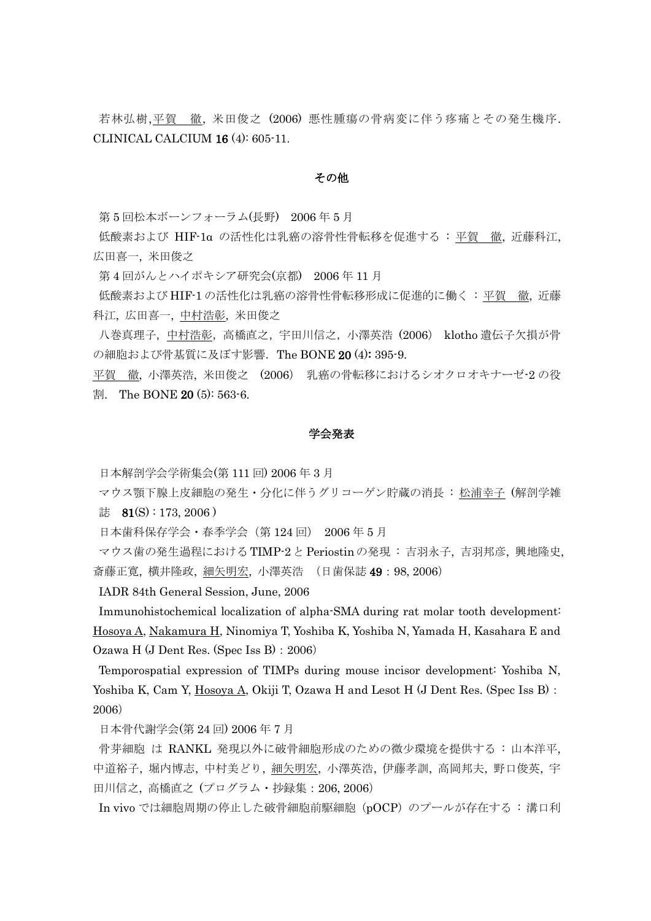若林弘樹,平賀　徹，米田俊之（2006）悪性腫瘍の骨病変に伴う疼痛とその発生機序. CLINICAL CALCIUM **16** (4): 605-11.

## その他

第 5 回松本ボーンフォーラム(長野)　2006 年 5 月

低酸素および HIF-1α の活性化は乳癌の溶骨性骨転移を促進する ： 平賀　徹, 近藤科江, 広田喜一, 米田俊之

第 4 回がんとハイポキシア研究会(京都)　2006 年 11 月

低酸素および HIF-1 の活性化は乳癌の溶骨性骨転移形成に促進的に働く ： 平賀　徹, 近藤科江, 広田喜一, 中村浩彰, 米田俊之

八巻真理子, 中村浩彰, 高橋直之, 宇田川信之, 小澤英浩（2006） klotho 遺伝子欠損が骨の細胞および骨基質に及ぼす影響. The BONE **20** (4): 395-9.

平賀　徹, 小澤英浩, 米田俊之 （2006） 乳癌の骨転移におけるシオクロオキナーゼ-2 の役割.　The BONE **20** (5): 563-6.

## 学会発表

日本解剖学会学術集会(第 111 回) 2006 年 3 月

マウス顎下腺上皮細胞の発生・分化に伴うグリコーゲン貯蔵の消長 ： 松浦幸子（解剖学雑誌　**81**(S)：173, 2006）

日本歯科保存学会・春季学会（第 124 回） 2006 年 5 月

マウス歯の発生過程における TIMP-2 と Periostin の発現 ： 吉羽永子, 吉羽邦彦, 興地隆史, 斎藤正寛, 横井隆政, 細矢明宏, 小澤英浩 （日歯保誌 **49**：98, 2006）

IADR 84th General Session, June, 2006

Immunohistochemical localization of alpha-SMA during rat molar tooth development: Hosoya A, Nakamura H, Ninomiya T, Yoshiba K, Yoshiba N, Yamada H, Kasahara E and Ozawa H (J Dent Res. (Spec Iss B)：2006)

Temporospatial expression of TIMPs during mouse incisor development: Yoshiba N, Yoshiba K, Cam Y, Hosoya A, Okiji T, Ozawa H and Lesot H (J Dent Res. (Spec Iss B)：2006)

日本骨代謝学会(第 24 回) 2006 年 7 月

骨芽細胞 は RANKL 発現以外に破骨細胞形成のための微少環境を提供する ： 山本洋平, 中道裕子, 堀内博志, 中村美どり, 細矢明宏, 小澤英浩, 伊藤孝訓, 高岡邦夫, 野口俊英, 宇田川信之, 高橋直之（プログラム・抄録集：206, 2006）

In vivo では細胞周期の停止した破骨細胞前駆細胞（pOCP）のプールが存在する ： 溝口利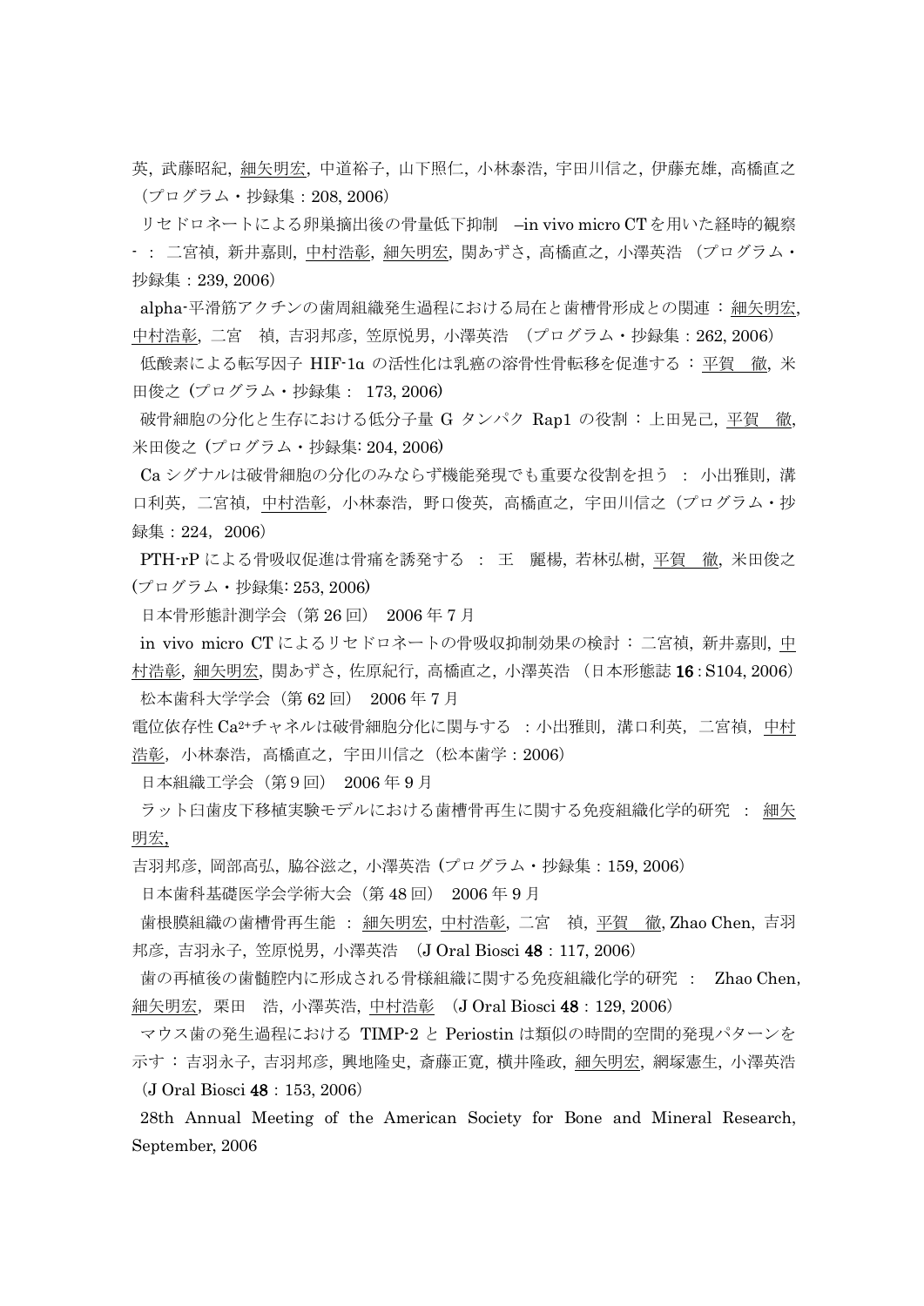英, 武藤昭紀, 細矢明宏, 中道裕子, 山下照仁, 小林泰浩, 宇田川信之, 伊藤充雄, 高橋直之（プログラム・抄録集：208, 2006）

リセドロネートによる卵巣摘出後の骨量低下抑制 –in vivo micro CT を用いた経時的観察- ： 二宮禎, 新井嘉則, 中村浩彰, 細矢明宏, 関あずさ, 高橋直之, 小澤英浩 （プログラム・抄録集：239, 2006）

alpha-平滑筋アクチンの歯周組織発生過程における局在と歯槽骨形成との関連 ： 細矢明宏, 中村浩彰, 二宮　禎, 吉羽邦彦, 笠原悦男, 小澤英浩 （プログラム・抄録集：262, 2006）

低酸素による転写因子 HIF-1α の活性化は乳癌の溶骨性骨転移を促進する ： 平賀　徹, 米田俊之（プログラム・抄録集： 173, 2006）

破骨細胞の分化と生存における低分子量 G タンパク Rap1 の役割 ： 上田晃己, 平賀　徹, 米田俊之（プログラム・抄録集: 204, 2006）

Ca シグナルは破骨細胞の分化のみならず機能発現でも重要な役割を担う ： 小出雅則, 溝口利英, 二宮禎, 中村浩彰, 小林泰浩, 野口俊英, 高橋直之, 宇田川信之（プログラム・抄録集：224, 2006）

PTH-rP による骨吸収促進は骨痛を誘発する ： 王　麗楊, 若林弘樹, 平賀　徹, 米田俊之(プログラム・抄録集: 253, 2006)

日本骨形態計測学会（第 26 回） 2006 年 7 月

in vivo micro CT によるリセドロネートの骨吸収抑制効果の検討 ： 二宮禎, 新井嘉則, 中村浩彰, 細矢明宏, 関あずさ, 佐原紀行, 高橋直之, 小澤英浩 （日本形態誌 **16**：S104, 2006）

松本歯科大学学会（第 62 回） 2006 年 7 月

電位依存性 $Ca^{2+}$チャネルは破骨細胞分化に関与する ：小出雅則, 溝口利英, 二宮禎, 中村浩彰, 小林泰浩, 高橋直之, 宇田川信之（松本歯学：2006）

日本組織工学会（第 9 回） 2006 年 9 月

ラット臼歯皮下移植実験モデルにおける歯槽骨再生に関する免疫組織化学的研究 ： 細矢明宏,
吉羽邦彦, 岡部高弘, 脇谷滋之, 小澤英浩（プログラム・抄録集：159, 2006）

日本歯科基礎医学会学術大会（第 48 回） 2006 年 9 月

歯根膜組織の歯槽骨再生能 ： 細矢明宏, 中村浩彰, 二宮　禎, 平賀　徹, Zhao Chen, 吉羽邦彦, 吉羽永子, 笠原悦男, 小澤英浩 （J Oral Biosci **48**：117, 2006）

歯の再植後の歯髄腔内に形成される骨様組織に関する免疫組織化学的研究 ： Zhao Chen, 細矢明宏, 栗田　浩, 小澤英浩, 中村浩彰 （J Oral Biosci **48**：129, 2006）

マウス歯の発生過程における TIMP-2 と Periostin は類似の時間的空間的発現パターンを示す ： 吉羽永子, 吉羽邦彦, 興地隆史, 斎藤正寛, 横井隆政, 細矢明宏, 網塚憲生, 小澤英浩 （J Oral Biosci **48**：153, 2006）

28th Annual Meeting of the American Society for Bone and Mineral Research, September, 2006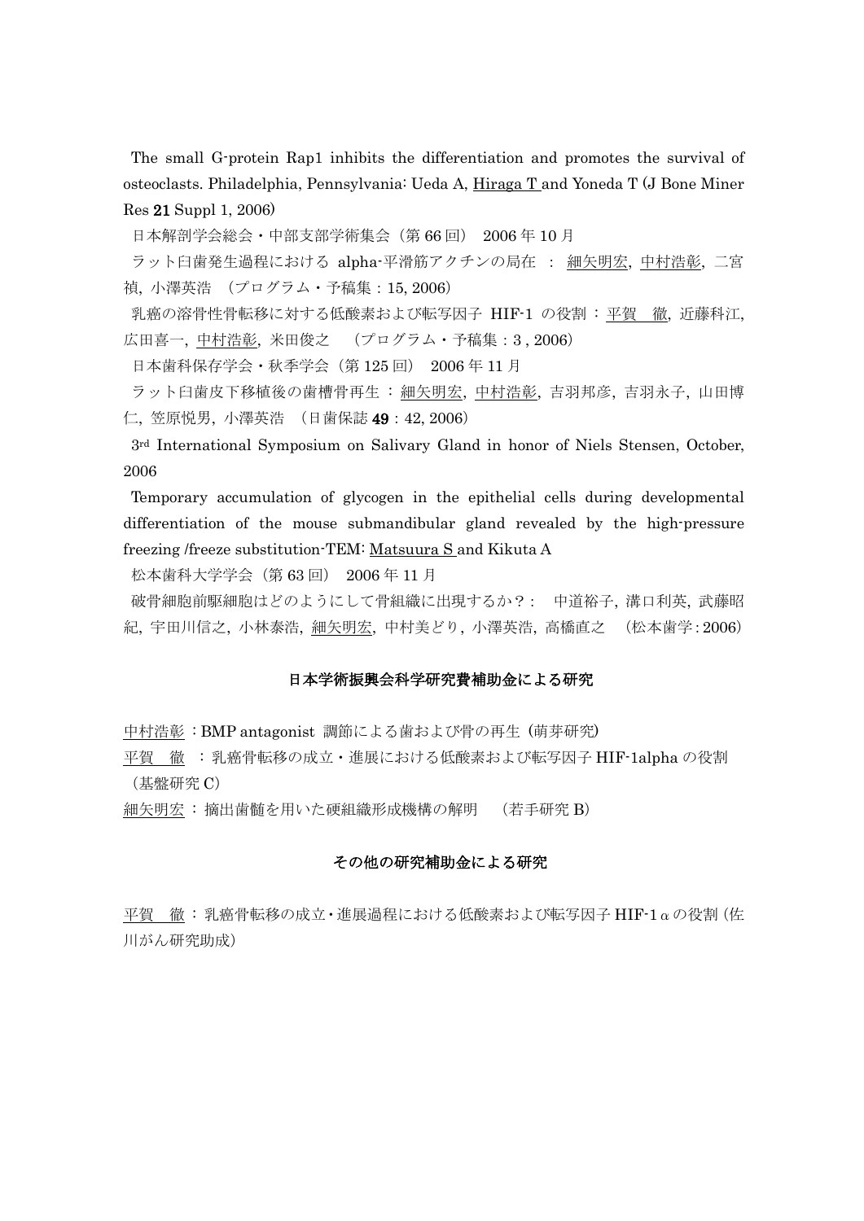The small G-protein Rap1 inhibits the differentiation and promotes the survival of osteoclasts. Philadelphia, Pennsylvania: Ueda A, <u>Hiraga T</u> and Yoneda T (J Bone Miner Res **21** Suppl 1, 2006)

日本解剖学会総会・中部支部学術集会（第 66 回） 2006 年 10 月

ラット臼歯発生過程における alpha-平滑筋アクチンの局在 ： <u>細矢明宏</u>, <u>中村浩彰</u>, 二宮禎, 小澤英浩 （プログラム・予稿集：15, 2006）

乳癌の溶骨性骨転移に対する低酸素および転写因子 HIF-1 の役割：<u>平賀　徹</u>, 近藤科江, 広田喜一, <u>中村浩彰</u>, 米田俊之 （プログラム・予稿集：3 , 2006）

日本歯科保存学会・秋季学会（第 125 回） 2006 年 11 月

ラット臼歯皮下移植後の歯槽骨再生：<u>細矢明宏</u>, <u>中村浩彰</u>, 吉羽邦彦, 吉羽永子, 山田博仁, 笠原悦男, 小澤英浩 （日歯保誌 **49**：42, 2006）

3rd International Symposium on Salivary Gland in honor of Niels Stensen, October, 2006

Temporary accumulation of glycogen in the epithelial cells during developmental differentiation of the mouse submandibular gland revealed by the high-pressure freezing /freeze substitution-TEM: <u>Matsuura S</u> and Kikuta A

松本歯科大学学会（第 63 回） 2006 年 11 月

破骨細胞前駆細胞はどのようにして骨組織に出現するか？： 中道裕子, 溝口利英, 武藤昭紀, 宇田川信之, 小林泰浩, <u>細矢明宏</u>, 中村美どり, 小澤英浩, 高橋直之 （松本歯学：2006）

## 日本学術振興会科学研究費補助金による研究

<u>中村浩彰</u>：BMP antagonist 調節による歯および骨の再生（萌芽研究）

<u>平賀　徹</u>：乳癌骨転移の成立・進展における低酸素および転写因子 HIF-1alpha の役割（基盤研究 C）

<u>細矢明宏</u>：摘出歯髄を用いた硬組織形成機構の解明 （若手研究 B）

## その他の研究補助金による研究

<u>平賀　徹</u>：乳癌骨転移の成立・進展過程における低酸素および転写因子 HIF-1αの役割（佐川がん研究助成）